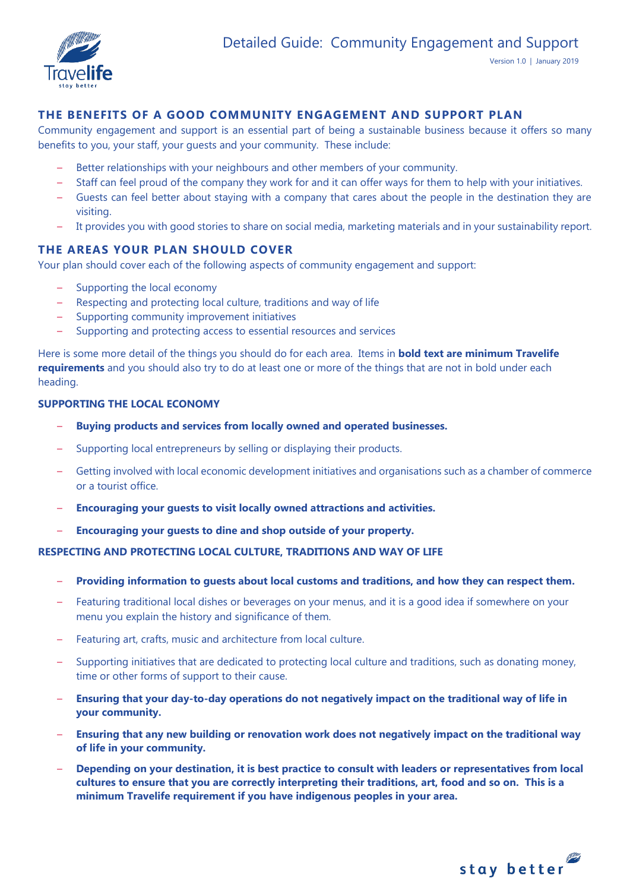# Detailed Guide: Community Engagement and Support

Version 1.0 | January 2019

## THE BENEFITS OF A GOOD COMMUNITY ENGAGEMENT AND SUPPORT PLAN

Community engagement and support is an essential part of being a sustainable business because it offers so many benefits to you, your staff, your guests and your community. These include:

- Better relationships with your neighbours and other members of your community.
- Staff can feel proud of the company they work for and it can offer ways for them to help with your initiatives.
- Guests can feel better about staying with a company that cares about the people in the destination they are visiting.
- It provides you with good stories to share on social media, marketing materials and in your sustainability report.

## THE AREAS YOUR PLAN SHOULD COVER

Your plan should cover each of the following aspects of community engagement and support:

- Supporting the local economy
- Respecting and protecting local culture, traditions and way of life
- Supporting community improvement initiatives
- Supporting and protecting access to essential resources and services

Here is some more detail of the things you should do for each area. Items in **bold text are minimum Travelife requirements** and you should also try to do at least one or more of the things that are not in bold under each heading.

### SUPPORTING THE LOCAL ECONOMY

- **Buying products and services from locally owned and operated businesses.**
- Supporting local entrepreneurs by selling or displaying their products.
- Getting involved with local economic development initiatives and organisations such as a chamber of commerce or a tourist office.
- **Encouraging your guests to visit locally owned attractions and activities.**
- **Encouraging your guests to dine and shop outside of your property.**

### RESPECTING AND PROTECTING LOCAL CULTURE, TRADITIONS AND WAY OF LIFE

- **Providing information to guests about local customs and traditions, and how they can respect them.**
- Featuring traditional local dishes or beverages on your menus, and it is a good idea if somewhere on your menu you explain the history and significance of them.
- Featuring art, crafts, music and architecture from local culture.
- Supporting initiatives that are dedicated to protecting local culture and traditions, such as donating money, time or other forms of support to their cause.
- **Ensuring that your day-to-day operations do not negatively impact on the traditional way of life in your community.**
- **Ensuring that any new building or renovation work does not negatively impact on the traditional way of life in your community.**
- **Depending on your destination, it is best practice to consult with leaders or representatives from local cultures to ensure that you are correctly interpreting their traditions, art, food and so on. This is a minimum Travelife requirement if you have indigenous peoples in your area.**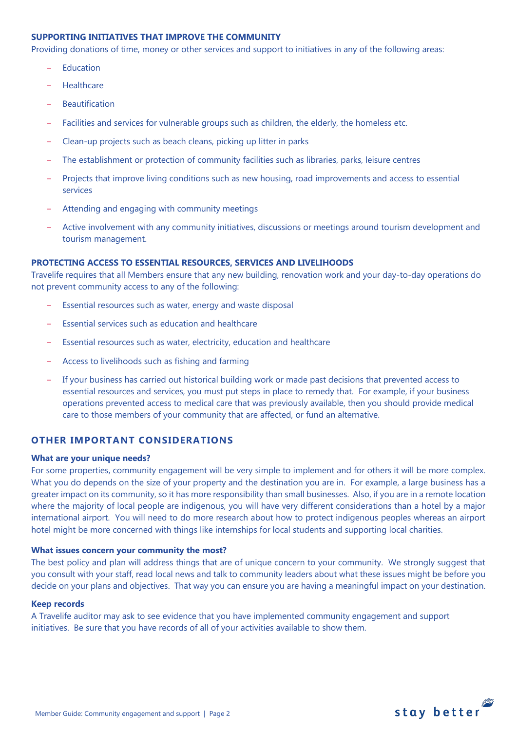**SUPPORTING INITIATIVES THAT IMPROVE THE COMMUNITY**

Providing donations of time, money or other services and support to initiatives in any of the following areas:

- Education
- Healthcare
- Beautification
- Facilities and services for vulnerable groups such as children, the elderly, the homeless etc.
- Clean-up projects such as beach cleans, picking up litter in parks
- The establishment or protection of community facilities such as libraries, parks, leisure centres
- Projects that improve living conditions such as new housing, road improvements and access to essential services
- Attending and engaging with community meetings
- Active involvement with any community initiatives, discussions or meetings around tourism development and tourism management.

**PROTECTING ACCESS TO ESSENTIAL RESOURCES, SERVICES AND LIVELIHOODS**

Travelife requires that all Members ensure that any new building, renovation work and your day-to-day operations do not prevent community access to any of the following:

- Essential resources such as water, energy and waste disposal
- Essential services such as education and healthcare
- Essential resources such as water, electricity, education and healthcare
- Access to livelihoods such as fishing and farming
- If your business has carried out historical building work or made past decisions that prevented access to essential resources and services, you must put steps in place to remedy that. For example, if your business operations prevented access to medical care that was previously available, then you should provide medical care to those members of your community that are affected, or fund an alternative.

## OTHER IMPORTANT CONSIDERATIONS

**What are your unique needs?**

For some properties, community engagement will be very simple to implement and for others it will be more complex. What you do depends on the size of your property and the destination you are in. For example, a large business has a greater impact on its community, so it has more responsibility than small businesses. Also, if you are in a remote location where the majority of local people are indigenous, you will have very different considerations than a hotel by a major international airport. You will need to do more research about how to protect indigenous peoples whereas an airport hotel might be more concerned with things like internships for local students and supporting local charities.

**What issues concern your community the most?**

The best policy and plan will address things that are of unique concern to your community. We strongly suggest that you consult with your staff, read local news and talk to community leaders about what these issues might be before you decide on your plans and objectives. That way you can ensure you are having a meaningful impact on your destination.

**Keep records**

A Travelife auditor may ask to see evidence that you have implemented community engagement and support initiatives. Be sure that you have records of all of your activities available to show them.